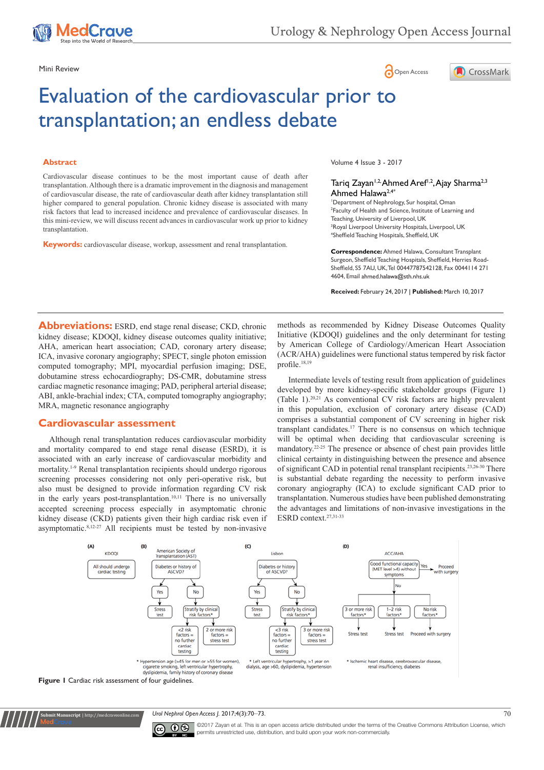Mini Review

Open Access

# Evaluation of the cardiovascular prior to transplantation; an endless debate

## Abstract

Cardiovascular disease continues to be the most important cause of death after transplantation. Although there is a dramatic improvement in the diagnosis and management of cardiovascular disease, the rate of cardiovascular death after kidney transplantation still higher compared to general population. Chronic kidney disease is associated with many risk factors that lead to increased incidence and prevalence of cardiovascular diseases. In this mini-review, we will discuss recent advances in cardiovascular work up prior to kidney transplantation.

**Keywords:** cardiovascular disease, workup, assessment and renal transplantation.

Volume 4 Issue 3 - 2017

Tariq Zayan[1,2], Ahmed Aref[1,2], Ajay Sharma[2,3], Ahmed Halawa[2,4*]

[1]Department of Nephrology, Sur hospital, Oman
[2]Faculty of Health and Science, Institute of Learning and Teaching, University of Liverpool, UK
[3]Royal Liverpool University Hospitals, Liverpool, UK
[4]Sheffield Teaching Hospitals, Sheffield, UK

**Correspondence:** Ahmed Halawa, Consultant Transplant Surgeon, Sheffield Teaching Hospitals, Sheffield, Herries Road-Sheffield, S5 7AU, UK, Tel 00447787542128, Fax 0044114 271 4604, Email ahmed.halawa@sth.nhs.uk

**Received:** February 24, 2017 | **Published:** March 10, 2017

**Abbreviations:** ESRD, end stage renal disease; CKD, chronic kidney disease; KDOQI, kidney disease outcomes quality initiative; AHA, american heart association; CAD, coronary artery disease; ICA, invasive coronary angiography; SPECT, single photon emission computed tomography; MPI, myocardial perfusion imaging; DSE, dobutamine stress echocardiography; DS-CMR, dobutamine stress cardiac magnetic resonance imaging; PAD, peripheral arterial disease; ABI, ankle-brachial index; CTA, computed tomography angiography; MRA, magnetic resonance angiography

## Cardiovascular assessment

Although renal transplantation reduces cardiovascular morbidity and mortality compared to end stage renal disease (ESRD), it is associated with an early increase of cardiovascular morbidity and mortality.[1-9] Renal transplantation recipients should undergo rigorous screening processes considering not only peri-operative risk, but also must be designed to provide information regarding CV risk in the early years post-transplantation.[10,11] There is no universally accepted screening process especially in asymptomatic chronic kidney disease (CKD) patients given their high cardiac risk even if asymptomatic.[8,12-27] All recipients must be tested by non-invasive methods as recommended by Kidney Disease Outcomes Quality Initiative (KDOQI) guidelines and the only determinant for testing by American College of Cardiology/American Heart Association (ACR/AHA) guidelines were functional status tempered by risk factor profile.[18,19]

Intermediate levels of testing result from application of guidelines developed by more kidney-specific stakeholder groups (Figure 1) (Table 1).[20,21] As conventional CV risk factors are highly prevalent in this population, exclusion of coronary artery disease (CAD) comprises a substantial component of CV screening in higher risk transplant candidates.[17] There is no consensus on which technique will be optimal when deciding that cardiovascular screening is mandatory.[22-25] The presence or absence of chest pain provides little clinical certainty in distinguishing between the presence and absence of significant CAD in potential renal transplant recipients.[23,26-30] There is substantial debate regarding the necessity to perform invasive coronary angiography (ICA) to exclude significant CAD prior to transplantation. Numerous studies have been published demonstrating the advantages and limitations of non-invasive investigations in the ESRD context.[27,31-33]

**Figure 1** Cardiac risk assessment of four guidelines.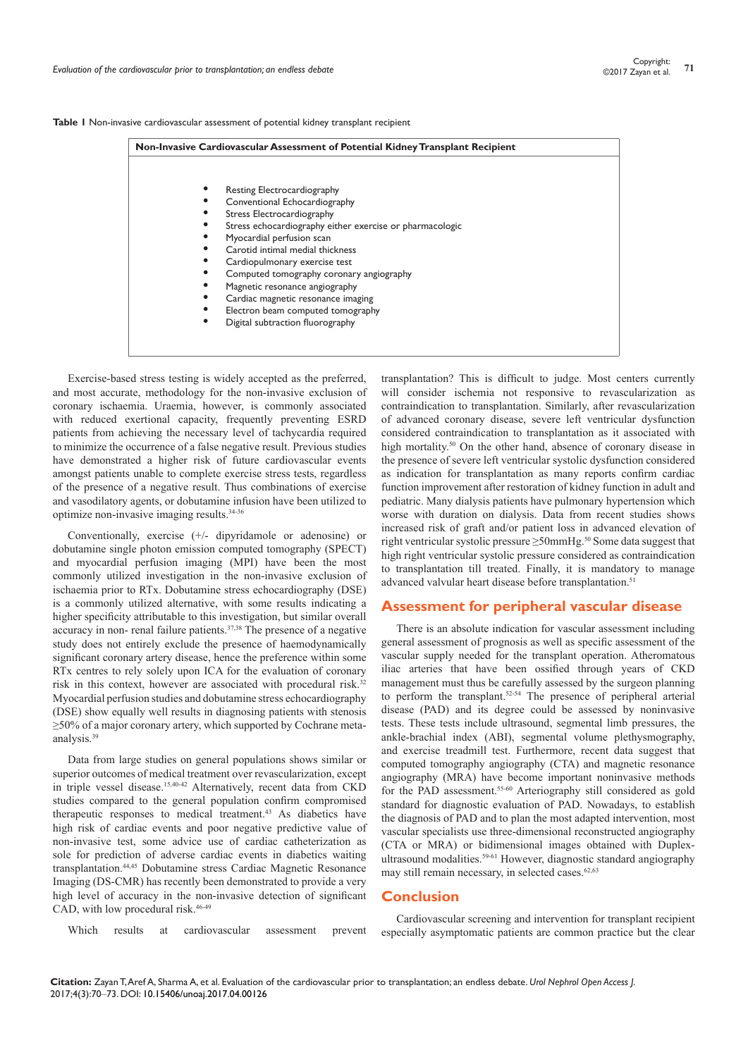**Table 1** Non-invasive cardiovascular assessment of potential kidney transplant recipient

| Non-Invasive Cardiovascular Assessment of Potential Kidney Transplant Recipient |
| --- |
| • Resting Electrocardiography<br>• Conventional Echocardiography<br>• Stress Electrocardiography<br>• Stress echocardiography either exercise or pharmacologic<br>• Myocardial perfusion scan<br>• Carotid intimal medial thickness<br>• Cardiopulmonary exercise test<br>• Computed tomography coronary angiography<br>• Magnetic resonance angiography<br>• Cardiac magnetic resonance imaging<br>• Electron beam computed tomography<br>• Digital subtraction fluorography |

Exercise-based stress testing is widely accepted as the preferred, and most accurate, methodology for the non-invasive exclusion of coronary ischaemia. Uraemia, however, is commonly associated with reduced exertional capacity, frequently preventing ESRD patients from achieving the necessary level of tachycardia required to minimize the occurrence of a false negative result. Previous studies have demonstrated a higher risk of future cardiovascular events amongst patients unable to complete exercise stress tests, regardless of the presence of a negative result. Thus combinations of exercise and vasodilatory agents, or dobutamine infusion have been utilized to optimize non-invasive imaging results.[34-36]

Conventionally, exercise (+/- dipyridamole or adenosine) or dobutamine single photon emission computed tomography (SPECT) and myocardial perfusion imaging (MPI) have been the most commonly utilized investigation in the non-invasive exclusion of ischaemia prior to RTx. Dobutamine stress echocardiography (DSE) is a commonly utilized alternative, with some results indicating a higher specificity attributable to this investigation, but similar overall accuracy in non- renal failure patients.[37,38] The presence of a negative study does not entirely exclude the presence of haemodynamically significant coronary artery disease, hence the preference within some RTx centres to rely solely upon ICA for the evaluation of coronary risk in this context, however are associated with procedural risk.[32] Myocardial perfusion studies and dobutamine stress echocardiography (DSE) show equally well results in diagnosing patients with stenosis ≥50% of a major coronary artery, which supported by Cochrane meta-analysis.[39]

Data from large studies on general populations shows similar or superior outcomes of medical treatment over revascularization, except in triple vessel disease.[15,40-42] Alternatively, recent data from CKD studies compared to the general population confirm compromised therapeutic responses to medical treatment.[43] As diabetics have high risk of cardiac events and poor negative predictive value of non-invasive test, some advice use of cardiac catheterization as sole for prediction of adverse cardiac events in diabetics waiting transplantation.[44,45] Dobutamine stress Cardiac Magnetic Resonance Imaging (DS-CMR) has recently been demonstrated to provide a very high level of accuracy in the non-invasive detection of significant CAD, with low procedural risk.[46-49]

Which results at cardiovascular assessment prevent transplantation? This is difficult to judge. Most centers currently will consider ischemia not responsive to revascularization as contraindication to transplantation. Similarly, after revascularization of advanced coronary disease, severe left ventricular dysfunction considered contraindication to transplantation as it associated with high mortality.[50] On the other hand, absence of coronary disease in the presence of severe left ventricular systolic dysfunction considered as indication for transplantation as many reports confirm cardiac function improvement after restoration of kidney function in adult and pediatric. Many dialysis patients have pulmonary hypertension which worse with duration on dialysis. Data from recent studies shows increased risk of graft and/or patient loss in advanced elevation of right ventricular systolic pressure ≥50mmHg.[50] Some data suggest that high right ventricular systolic pressure considered as contraindication to transplantation till treated. Finally, it is mandatory to manage advanced valvular heart disease before transplantation.[51]

## Assessment for peripheral vascular disease

There is an absolute indication for vascular assessment including general assessment of prognosis as well as specific assessment of the vascular supply needed for the transplant operation. Atheromatous iliac arteries that have been ossified through years of CKD management must thus be carefully assessed by the surgeon planning to perform the transplant.[52-54] The presence of peripheral arterial disease (PAD) and its degree could be assessed by noninvasive tests. These tests include ultrasound, segmental limb pressures, the ankle-brachial index (ABI), segmental volume plethysmography, and exercise treadmill test. Furthermore, recent data suggest that computed tomography angiography (CTA) and magnetic resonance angiography (MRA) have become important noninvasive methods for the PAD assessment.[55-60] Arteriography still considered as gold standard for diagnostic evaluation of PAD. Nowadays, to establish the diagnosis of PAD and to plan the most adapted intervention, most vascular specialists use three-dimensional reconstructed angiography (CTA or MRA) or bidimensional images obtained with Duplex-ultrasound modalities.[59-61] However, diagnostic standard angiography may still remain necessary, in selected cases.[62,63]

## Conclusion

Cardiovascular screening and intervention for transplant recipient especially asymptomatic patients are common practice but the clear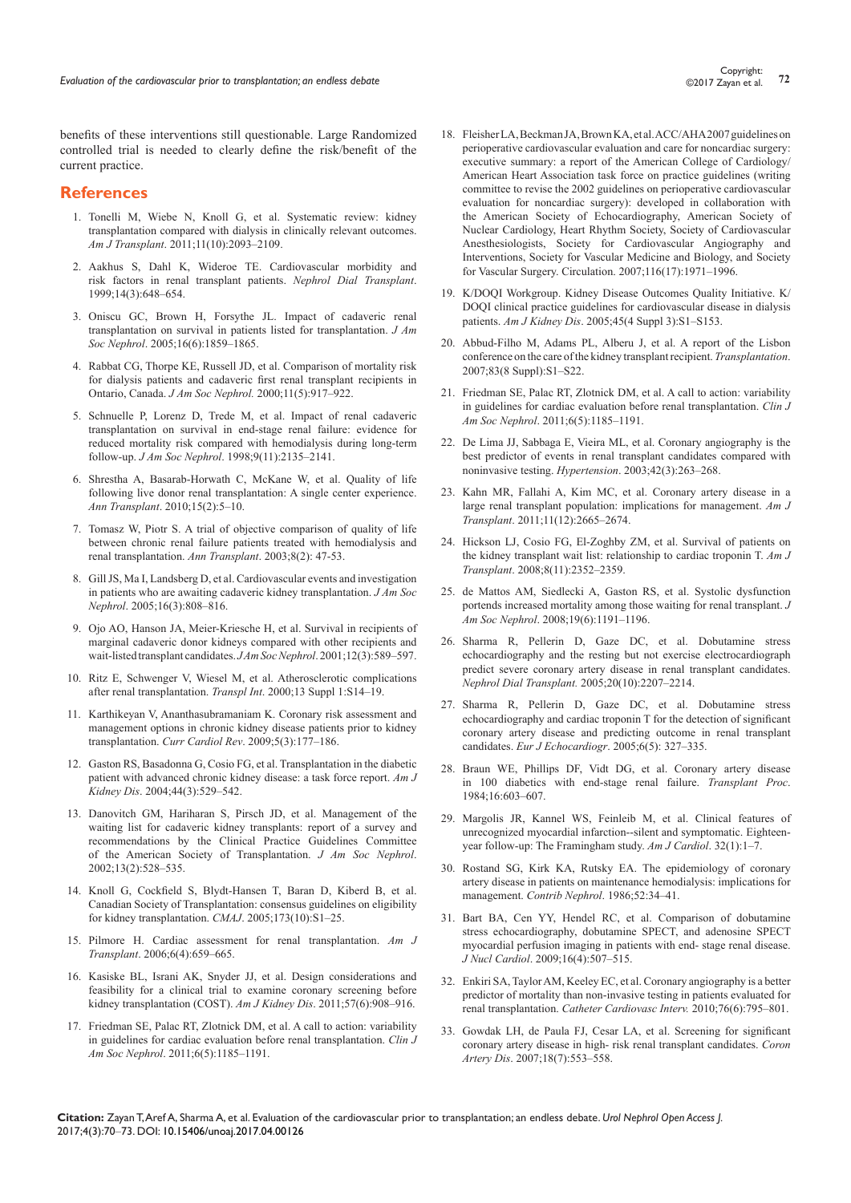benefits of these interventions still questionable. Large Randomized controlled trial is needed to clearly define the risk/benefit of the current practice.

## References

1. Tonelli M, Wiebe N, Knoll G, et al. Systematic review: kidney transplantation compared with dialysis in clinically relevant outcomes. *Am J Transplant*. 2011;11(10):2093–2109.
2. Aakhus S, Dahl K, Wideroe TE. Cardiovascular morbidity and risk factors in renal transplant patients. *Nephrol Dial Transplant*. 1999;14(3):648–654.
3. Oniscu GC, Brown H, Forsythe JL. Impact of cadaveric renal transplantation on survival in patients listed for transplantation. *J Am Soc Nephrol*. 2005;16(6):1859–1865.
4. Rabbat CG, Thorpe KE, Russell JD, et al. Comparison of mortality risk for dialysis patients and cadaveric first renal transplant recipients in Ontario, Canada. *J Am Soc Nephrol.* 2000;11(5):917–922.
5. Schnuelle P, Lorenz D, Trede M, et al. Impact of renal cadaveric transplantation on survival in end-stage renal failure: evidence for reduced mortality risk compared with hemodialysis during long-term follow-up. *J Am Soc Nephrol*. 1998;9(11):2135–2141.
6. Shrestha A, Basarab-Horwath C, McKane W, et al. Quality of life following live donor renal transplantation: A single center experience. *Ann Transplant*. 2010;15(2):5–10.
7. Tomasz W, Piotr S. A trial of objective comparison of quality of life between chronic renal failure patients treated with hemodialysis and renal transplantation. *Ann Transplant*. 2003;8(2): 47-53.
8. Gill JS, Ma I, Landsberg D, et al. Cardiovascular events and investigation in patients who are awaiting cadaveric kidney transplantation. *J Am Soc Nephrol*. 2005;16(3):808–816.
9. Ojo AO, Hanson JA, Meier-Kriesche H, et al. Survival in recipients of marginal cadaveric donor kidneys compared with other recipients and wait-listed transplant candidates. *J Am Soc Nephrol*. 2001;12(3):589–597.
10. Ritz E, Schwenger V, Wiesel M, et al. Atherosclerotic complications after renal transplantation. *Transpl Int*. 2000;13 Suppl 1:S14–19.
11. Karthikeyan V, Ananthasubramaniam K. Coronary risk assessment and management options in chronic kidney disease patients prior to kidney transplantation. *Curr Cardiol Rev*. 2009;5(3):177–186.
12. Gaston RS, Basadonna G, Cosio FG, et al. Transplantation in the diabetic patient with advanced chronic kidney disease: a task force report. *Am J Kidney Dis*. 2004;44(3):529–542.
13. Danovitch GM, Hariharan S, Pirsch JD, et al. Management of the waiting list for cadaveric kidney transplants: report of a survey and recommendations by the Clinical Practice Guidelines Committee of the American Society of Transplantation. *J Am Soc Nephrol*. 2002;13(2):528–535.
14. Knoll G, Cockfield S, Blydt-Hansen T, Baran D, Kiberd B, et al. Canadian Society of Transplantation: consensus guidelines on eligibility for kidney transplantation. *CMAJ*. 2005;173(10):S1–25.
15. Pilmore H. Cardiac assessment for renal transplantation. *Am J Transplant*. 2006;6(4):659–665.
16. Kasiske BL, Israni AK, Snyder JJ, et al. Design considerations and feasibility for a clinical trial to examine coronary screening before kidney transplantation (COST). *Am J Kidney Dis*. 2011;57(6):908–916.
17. Friedman SE, Palac RT, Zlotnick DM, et al. A call to action: variability in guidelines for cardiac evaluation before renal transplantation. *Clin J Am Soc Nephrol*. 2011;6(5):1185–1191.
18. Fleisher LA, Beckman JA, Brown KA, et al. ACC/AHA 2007 guidelines on perioperative cardiovascular evaluation and care for noncardiac surgery: executive summary: a report of the American College of Cardiology/American Heart Association task force on practice guidelines (writing committee to revise the 2002 guidelines on perioperative cardiovascular evaluation for noncardiac surgery): developed in collaboration with the American Society of Echocardiography, American Society of Nuclear Cardiology, Heart Rhythm Society, Society of Cardiovascular Anesthesiologists, Society for Cardiovascular Angiography and Interventions, Society for Vascular Medicine and Biology, and Society for Vascular Surgery. Circulation. 2007;116(17):1971–1996.
19. K/DOQI Workgroup. Kidney Disease Outcomes Quality Initiative. K/DOQI clinical practice guidelines for cardiovascular disease in dialysis patients. *Am J Kidney Dis*. 2005;45(4 Suppl 3):S1–S153.
20. Abbud-Filho M, Adams PL, Alberu J, et al. A report of the Lisbon conference on the care of the kidney transplant recipient. *Transplantation*. 2007;83(8 Suppl):S1–S22.
21. Friedman SE, Palac RT, Zlotnick DM, et al. A call to action: variability in guidelines for cardiac evaluation before renal transplantation. *Clin J Am Soc Nephrol*. 2011;6(5):1185–1191.
22. De Lima JJ, Sabbaga E, Vieira ML, et al. Coronary angiography is the best predictor of events in renal transplant candidates compared with noninvasive testing. *Hypertension*. 2003;42(3):263–268.
23. Kahn MR, Fallahi A, Kim MC, et al. Coronary artery disease in a large renal transplant population: implications for management. *Am J Transplant*. 2011;11(12):2665–2674.
24. Hickson LJ, Cosio FG, El-Zoghby ZM, et al. Survival of patients on the kidney transplant wait list: relationship to cardiac troponin T. *Am J Transplant*. 2008;8(11):2352–2359.
25. de Mattos AM, Siedlecki A, Gaston RS, et al. Systolic dysfunction portends increased mortality among those waiting for renal transplant. *J Am Soc Nephrol*. 2008;19(6):1191–1196.
26. Sharma R, Pellerin D, Gaze DC, et al. Dobutamine stress echocardiography and the resting but not exercise electrocardiograph predict severe coronary artery disease in renal transplant candidates. *Nephrol Dial Transplant.* 2005;20(10):2207–2214.
27. Sharma R, Pellerin D, Gaze DC, et al. Dobutamine stress echocardiography and cardiac troponin T for the detection of significant coronary artery disease and predicting outcome in renal transplant candidates. *Eur J Echocardiogr*. 2005;6(5): 327–335.
28. Braun WE, Phillips DF, Vidt DG, et al. Coronary artery disease in 100 diabetics with end-stage renal failure. *Transplant Proc*. 1984;16:603–607.
29. Margolis JR, Kannel WS, Feinleib M, et al. Clinical features of unrecognized myocardial infarction--silent and symptomatic. Eighteen-year follow-up: The Framingham study. *Am J Cardiol*. 32(1):1–7.
30. Rostand SG, Kirk KA, Rutsky EA. The epidemiology of coronary artery disease in patients on maintenance hemodialysis: implications for management. *Contrib Nephrol*. 1986;52:34–41.
31. Bart BA, Cen YY, Hendel RC, et al. Comparison of dobutamine stress echocardiography, dobutamine SPECT, and adenosine SPECT myocardial perfusion imaging in patients with end- stage renal disease. *J Nucl Cardiol*. 2009;16(4):507–515.
32. Enkiri SA, Taylor AM, Keeley EC, et al. Coronary angiography is a better predictor of mortality than non-invasive testing in patients evaluated for renal transplantation. *Catheter Cardiovasc Interv.* 2010;76(6):795–801.
33. Gowdak LH, de Paula FJ, Cesar LA, et al. Screening for significant coronary artery disease in high- risk renal transplant candidates. *Coron Artery Dis*. 2007;18(7):553–558.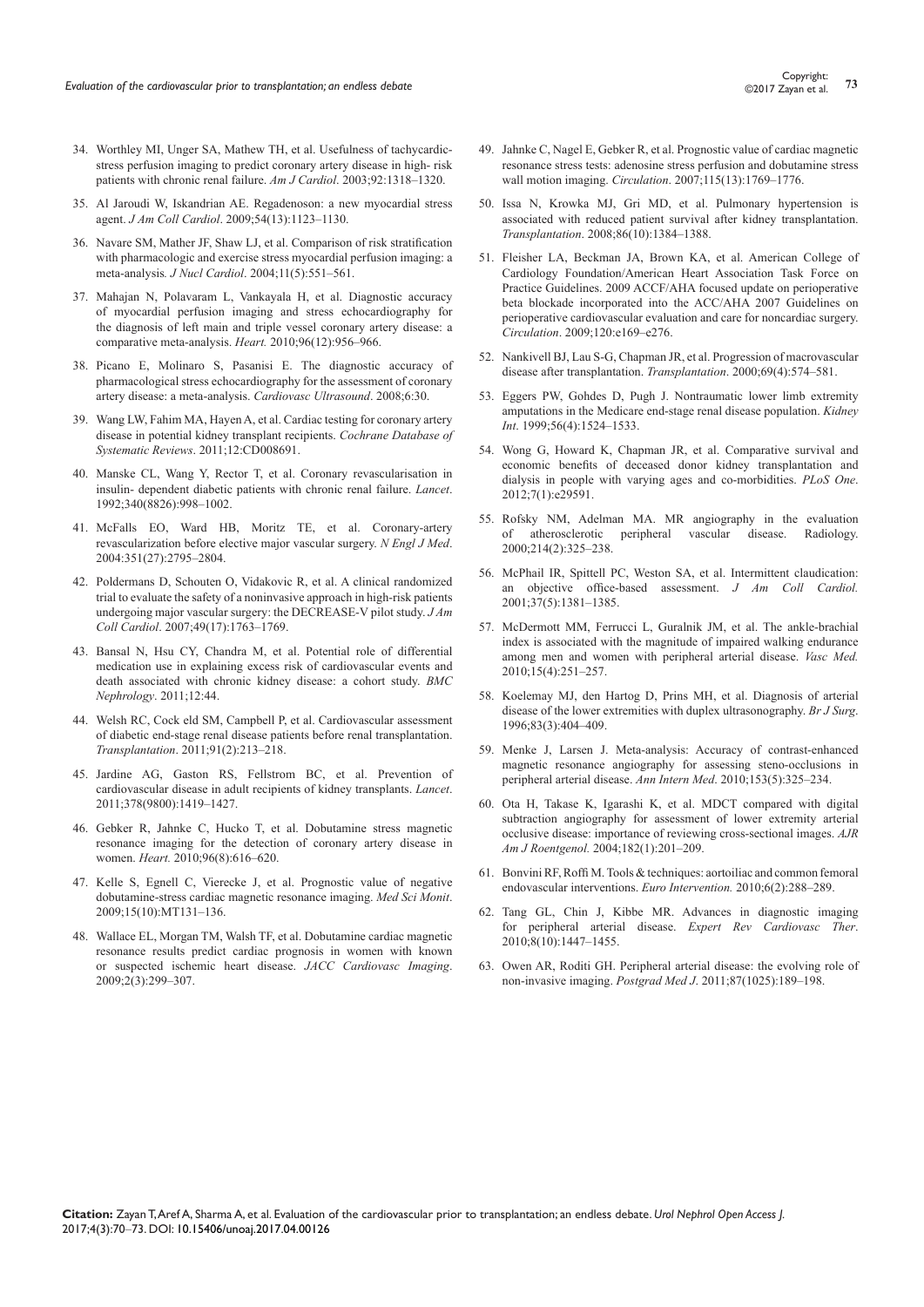34. Worthley MI, Unger SA, Mathew TH, et al. Usefulness of tachycardic-stress perfusion imaging to predict coronary artery disease in high- risk patients with chronic renal failure. *Am J Cardiol*. 2003;92:1318–1320.

35. Al Jaroudi W, Iskandrian AE. Regadenoson: a new myocardial stress agent. *J Am Coll Cardiol*. 2009;54(13):1123–1130.

36. Navare SM, Mather JF, Shaw LJ, et al. Comparison of risk stratification with pharmacologic and exercise stress myocardial perfusion imaging: a meta-analysis. *J Nucl Cardiol*. 2004;11(5):551–561.

37. Mahajan N, Polavaram L, Vankayala H, et al. Diagnostic accuracy of myocardial perfusion imaging and stress echocardiography for the diagnosis of left main and triple vessel coronary artery disease: a comparative meta-analysis. *Heart.* 2010;96(12):956–966.

38. Picano E, Molinaro S, Pasanisi E. The diagnostic accuracy of pharmacological stress echocardiography for the assessment of coronary artery disease: a meta-analysis. *Cardiovasc Ultrasound*. 2008;6:30.

39. Wang LW, Fahim MA, Hayen A, et al. Cardiac testing for coronary artery disease in potential kidney transplant recipients. *Cochrane Database of Systematic Reviews*. 2011;12:CD008691.

40. Manske CL, Wang Y, Rector T, et al. Coronary revascularisation in insulin- dependent diabetic patients with chronic renal failure. *Lancet*. 1992;340(8826):998–1002.

41. McFalls EO, Ward HB, Moritz TE, et al. Coronary-artery revascularization before elective major vascular surgery. *N Engl J Med*. 2004:351(27):2795–2804.

42. Poldermans D, Schouten O, Vidakovic R, et al. A clinical randomized trial to evaluate the safety of a noninvasive approach in high-risk patients undergoing major vascular surgery: the DECREASE-V pilot study. *J Am Coll Cardiol*. 2007;49(17):1763–1769.

43. Bansal N, Hsu CY, Chandra M, et al. Potential role of differential medication use in explaining excess risk of cardiovascular events and death associated with chronic kidney disease: a cohort study. *BMC Nephrology*. 2011;12:44.

44. Welsh RC, Cock eld SM, Campbell P, et al. Cardiovascular assessment of diabetic end-stage renal disease patients before renal transplantation. *Transplantation*. 2011;91(2):213–218.

45. Jardine AG, Gaston RS, Fellstrom BC, et al. Prevention of cardiovascular disease in adult recipients of kidney transplants. *Lancet*. 2011;378(9800):1419–1427.

46. Gebker R, Jahnke C, Hucko T, et al. Dobutamine stress magnetic resonance imaging for the detection of coronary artery disease in women. *Heart.* 2010;96(8):616–620.

47. Kelle S, Egnell C, Vierecke J, et al. Prognostic value of negative dobutamine-stress cardiac magnetic resonance imaging. *Med Sci Monit*. 2009;15(10):MT131–136.

48. Wallace EL, Morgan TM, Walsh TF, et al. Dobutamine cardiac magnetic resonance results predict cardiac prognosis in women with known or suspected ischemic heart disease. *JACC Cardiovasc Imaging*. 2009;2(3):299–307.

49. Jahnke C, Nagel E, Gebker R, et al. Prognostic value of cardiac magnetic resonance stress tests: adenosine stress perfusion and dobutamine stress wall motion imaging. *Circulation*. 2007;115(13):1769–1776.

50. Issa N, Krowka MJ, Gri MD, et al. Pulmonary hypertension is associated with reduced patient survival after kidney transplantation. *Transplantation*. 2008;86(10):1384–1388.

51. Fleisher LA, Beckman JA, Brown KA, et al. American College of Cardiology Foundation/American Heart Association Task Force on Practice Guidelines. 2009 ACCF/AHA focused update on perioperative beta blockade incorporated into the ACC/AHA 2007 Guidelines on perioperative cardiovascular evaluation and care for noncardiac surgery. *Circulation*. 2009;120:e169–e276.

52. Nankivell BJ, Lau S-G, Chapman JR, et al. Progression of macrovascular disease after transplantation. *Transplantation*. 2000;69(4):574–581.

53. Eggers PW, Gohdes D, Pugh J. Nontraumatic lower limb extremity amputations in the Medicare end-stage renal disease population. *Kidney Int*. 1999;56(4):1524–1533.

54. Wong G, Howard K, Chapman JR, et al. Comparative survival and economic benefits of deceased donor kidney transplantation and dialysis in people with varying ages and co-morbidities. *PLoS One*. 2012;7(1):e29591.

55. Rofsky NM, Adelman MA. MR angiography in the evaluation of atherosclerotic peripheral vascular disease. Radiology. 2000;214(2):325–238.

56. McPhail IR, Spittell PC, Weston SA, et al. Intermittent claudication: an objective office-based assessment. *J Am Coll Cardiol.* 2001;37(5):1381–1385.

57. McDermott MM, Ferrucci L, Guralnik JM, et al. The ankle-brachial index is associated with the magnitude of impaired walking endurance among men and women with peripheral arterial disease. *Vasc Med.* 2010;15(4):251–257.

58. Koelemay MJ, den Hartog D, Prins MH, et al. Diagnosis of arterial disease of the lower extremities with duplex ultrasonography. *Br J Surg*. 1996;83(3):404–409.

59. Menke J, Larsen J. Meta-analysis: Accuracy of contrast-enhanced magnetic resonance angiography for assessing steno-occlusions in peripheral arterial disease. *Ann Intern Med*. 2010;153(5):325–234.

60. Ota H, Takase K, Igarashi K, et al. MDCT compared with digital subtraction angiography for assessment of lower extremity arterial occlusive disease: importance of reviewing cross-sectional images. *AJR Am J Roentgenol.* 2004;182(1):201–209.

61. Bonvini RF, Roffi M. Tools & techniques: aortoiliac and common femoral endovascular interventions. *Euro Intervention.* 2010;6(2):288–289.

62. Tang GL, Chin J, Kibbe MR. Advances in diagnostic imaging for peripheral arterial disease. *Expert Rev Cardiovasc Ther*. 2010;8(10):1447–1455.

63. Owen AR, Roditi GH. Peripheral arterial disease: the evolving role of non-invasive imaging. *Postgrad Med J*. 2011;87(1025):189–198.